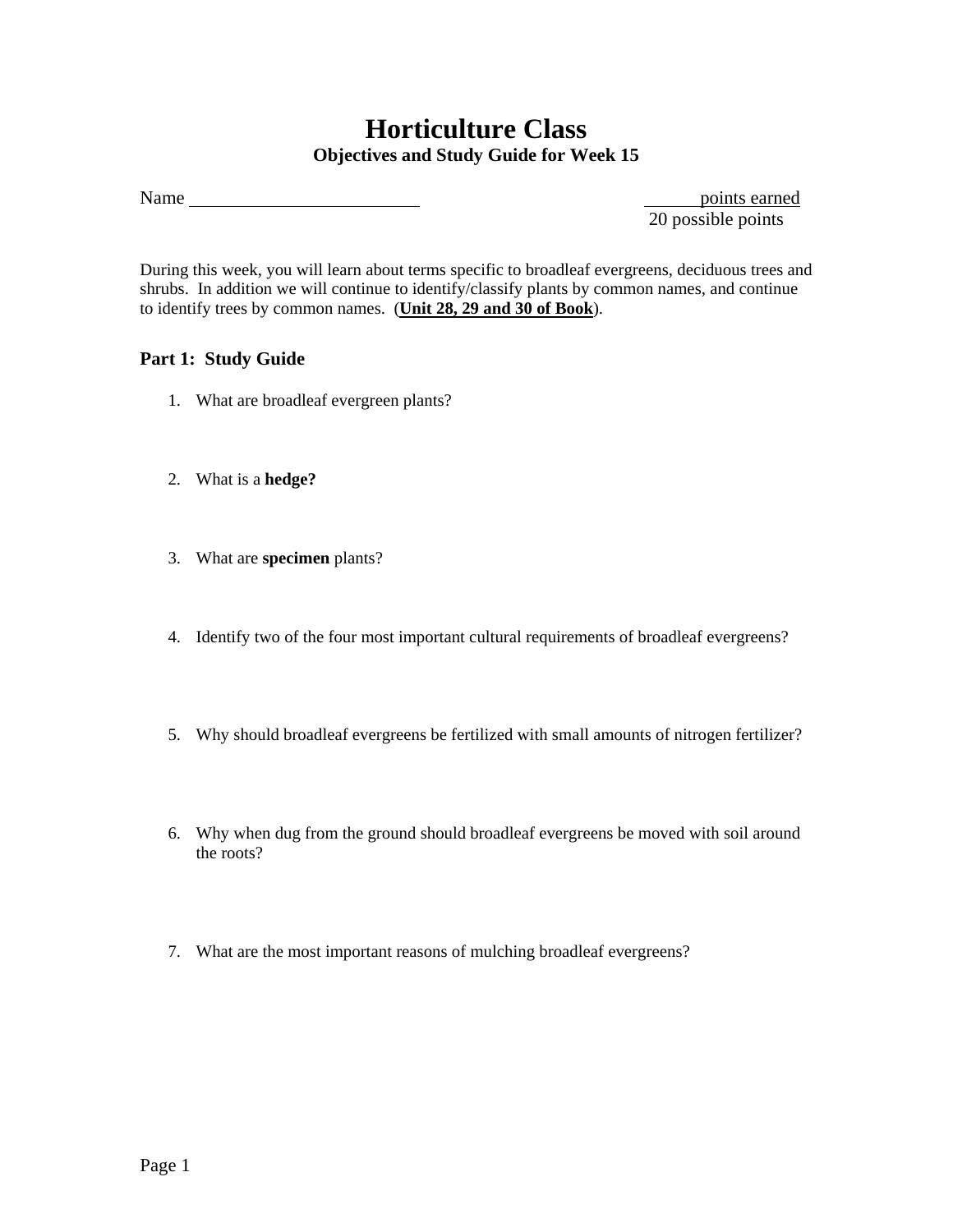# Horticulture Class

## Objectives and Study Guide for Week 15

Name ________________________  ______ points earned
20 possible points

During this week, you will learn about terms specific to broadleaf evergreens, deciduous trees and shrubs. In addition we will continue to identify/classify plants by common names, and continue to identify trees by common names. (**Unit 28, 29 and 30 of Book**).

### Part 1: Study Guide

1. What are broadleaf evergreen plants?

2. What is a **hedge?**

3. What are **specimen** plants?

4. Identify two of the four most important cultural requirements of broadleaf evergreens?

5. Why should broadleaf evergreens be fertilized with small amounts of nitrogen fertilizer?

6. Why when dug from the ground should broadleaf evergreens be moved with soil around the roots?

7. What are the most important reasons of mulching broadleaf evergreens?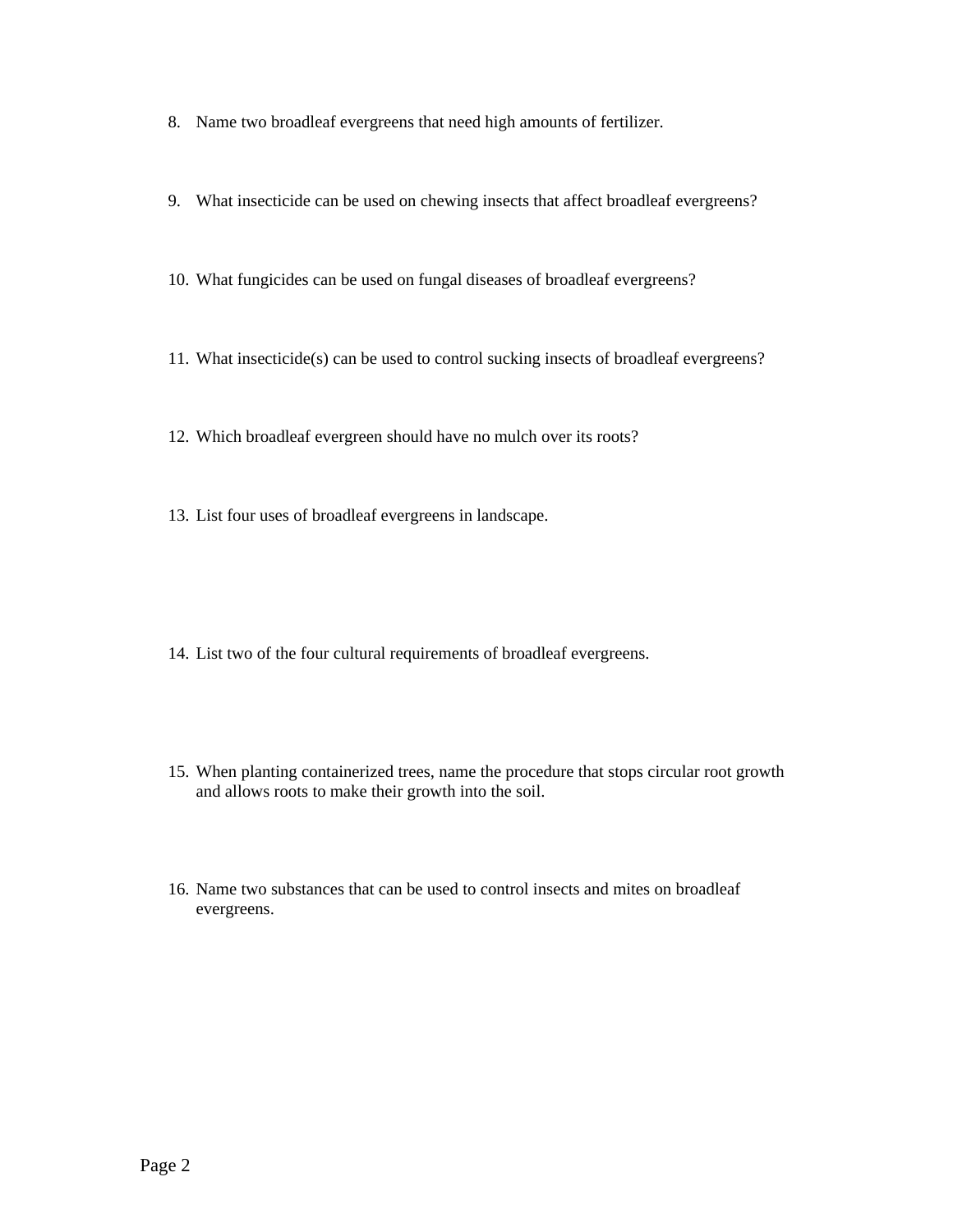8. Name two broadleaf evergreens that need high amounts of fertilizer.

9. What insecticide can be used on chewing insects that affect broadleaf evergreens?

10. What fungicides can be used on fungal diseases of broadleaf evergreens?

11. What insecticide(s) can be used to control sucking insects of broadleaf evergreens?

12. Which broadleaf evergreen should have no mulch over its roots?

13. List four uses of broadleaf evergreens in landscape.

14. List two of the four cultural requirements of broadleaf evergreens.

15. When planting containerized trees, name the procedure that stops circular root growth and allows roots to make their growth into the soil.

16. Name two substances that can be used to control insects and mites on broadleaf evergreens.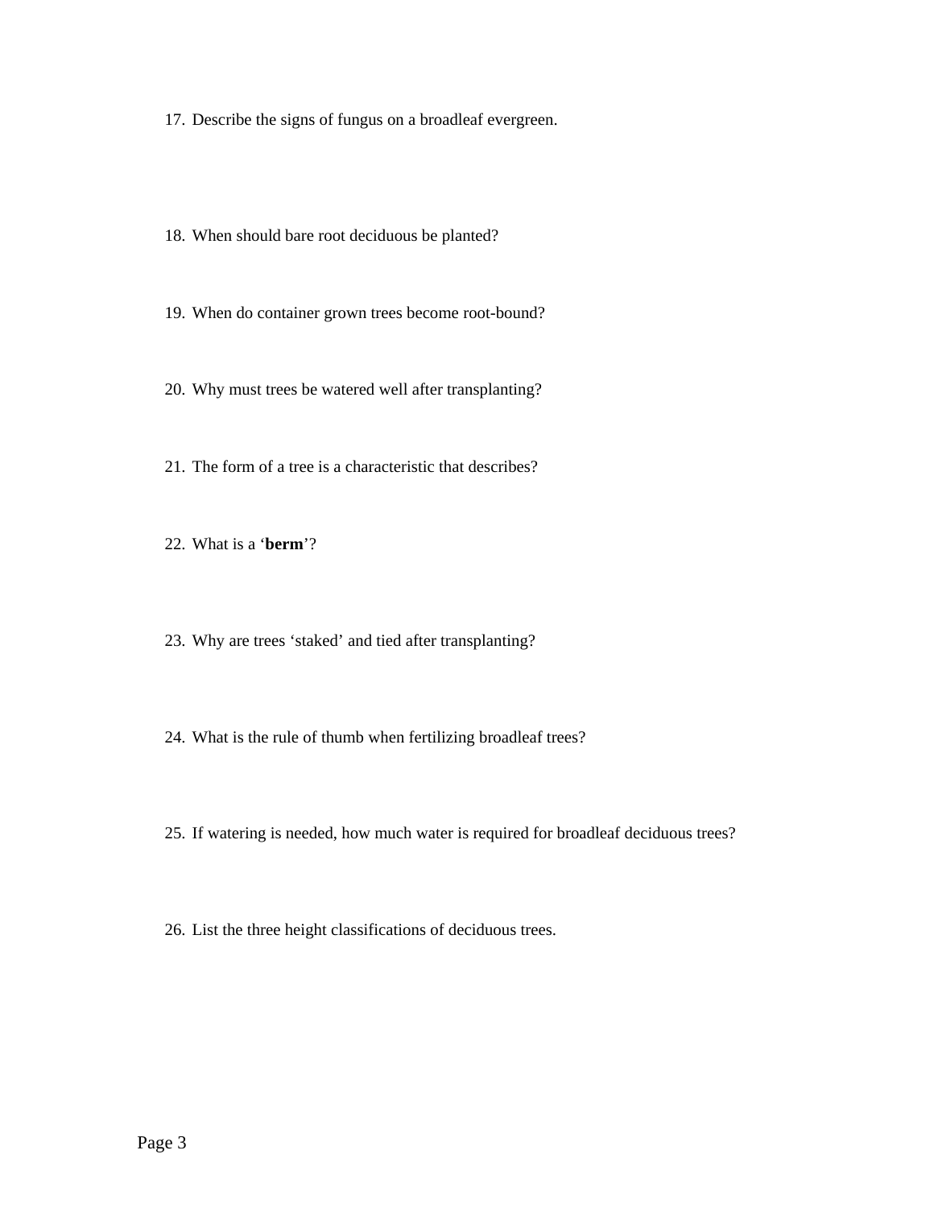17. Describe the signs of fungus on a broadleaf evergreen.

18. When should bare root deciduous be planted?

19. When do container grown trees become root-bound?

20. Why must trees be watered well after transplanting?

21. The form of a tree is a characteristic that describes?

22. What is a '**berm**'?

23. Why are trees 'staked' and tied after transplanting?

24. What is the rule of thumb when fertilizing broadleaf trees?

25. If watering is needed, how much water is required for broadleaf deciduous trees?

26. List the three height classifications of deciduous trees.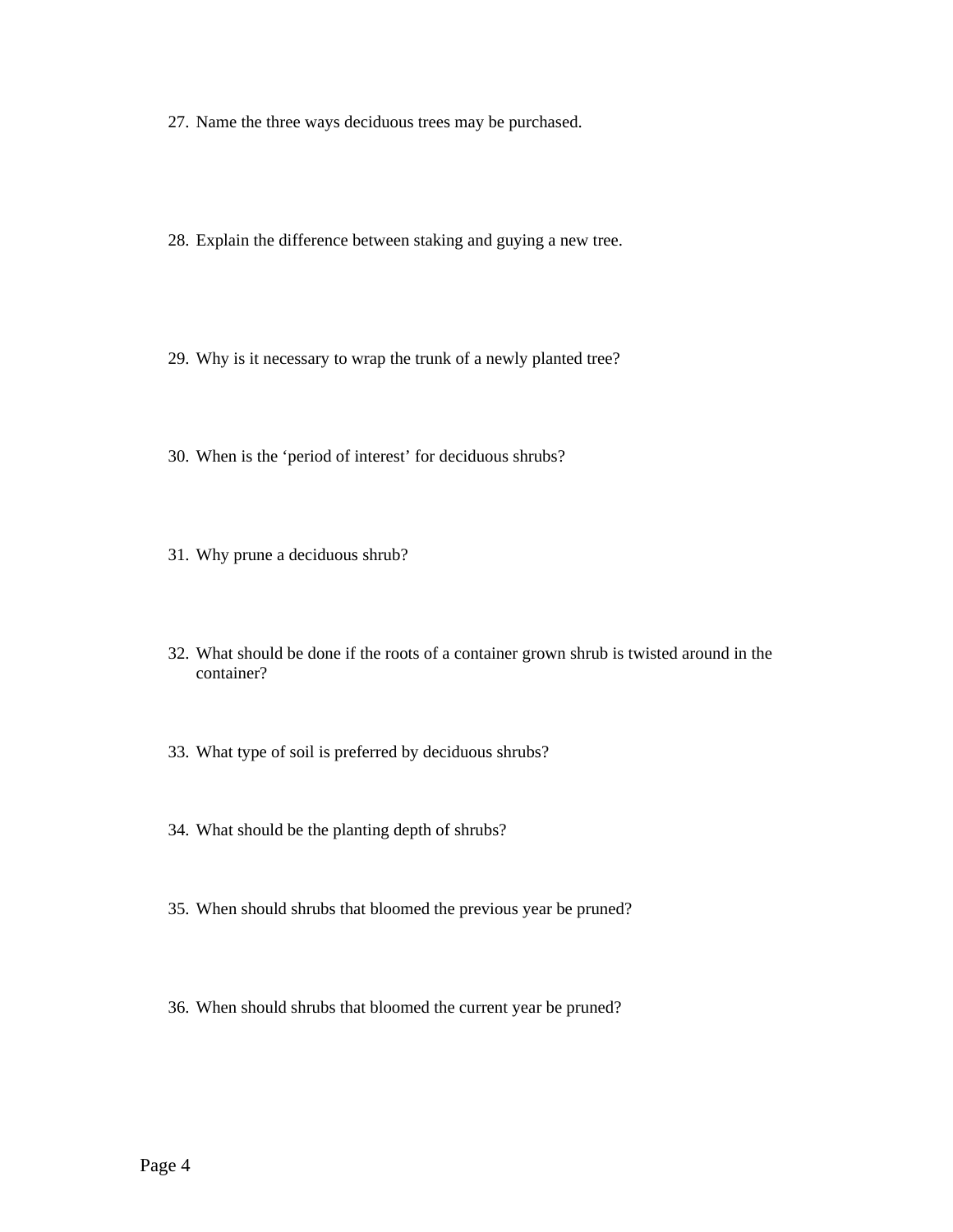27. Name the three ways deciduous trees may be purchased.

28. Explain the difference between staking and guying a new tree.

29. Why is it necessary to wrap the trunk of a newly planted tree?

30. When is the ‘period of interest’ for deciduous shrubs?

31. Why prune a deciduous shrub?

32. What should be done if the roots of a container grown shrub is twisted around in the container?

33. What type of soil is preferred by deciduous shrubs?

34. What should be the planting depth of shrubs?

35. When should shrubs that bloomed the previous year be pruned?

36. When should shrubs that bloomed the current year be pruned?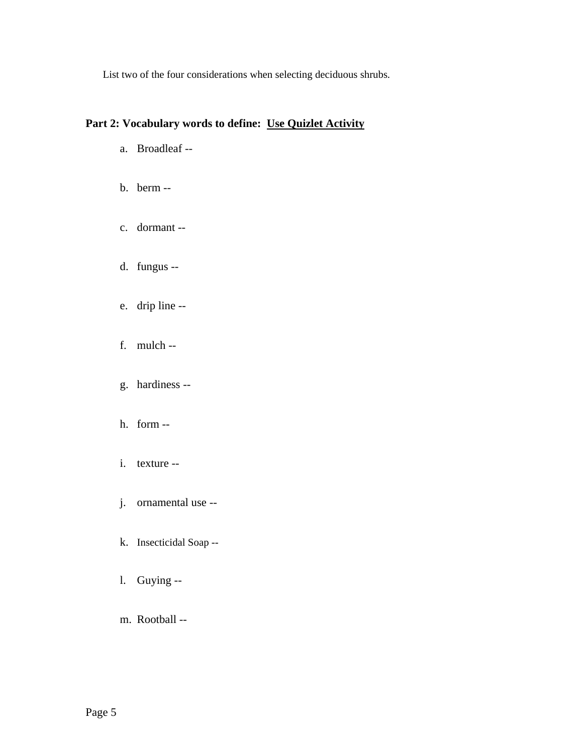List two of the four considerations when selecting deciduous shrubs.

**Part 2: Vocabulary words to define: <u>Use Quizlet Activity</u>**

a. Broadleaf --

b. berm --

c. dormant --

d. fungus --

e. drip line --

f. mulch --

g. hardiness --

h. form --

i. texture --

j. ornamental use --

k. Insecticidal Soap --

l. Guying --

m. Rootball --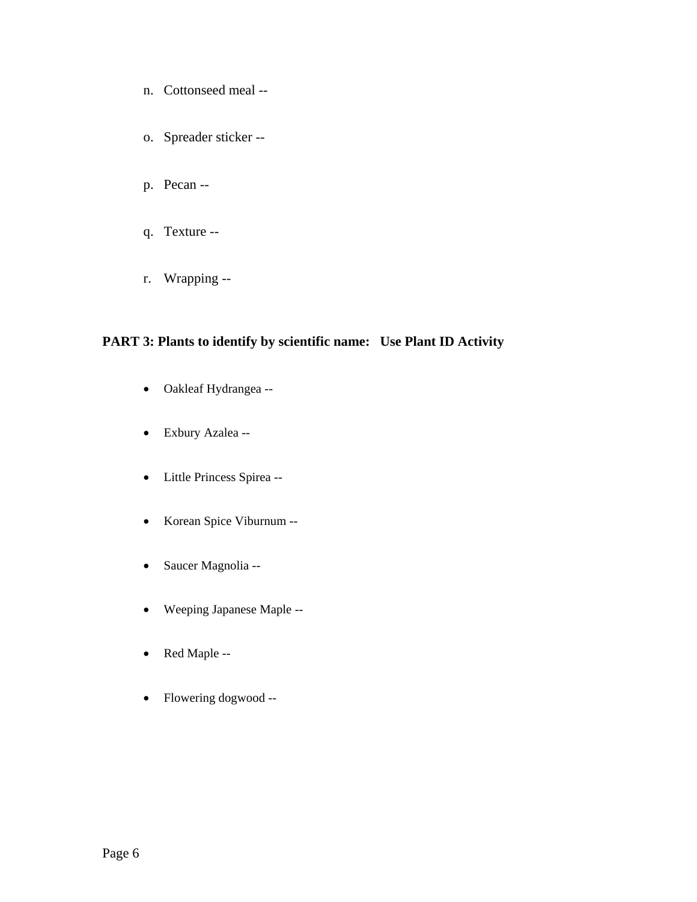n. Cottonseed meal --

o. Spreader sticker --

p. Pecan --

q. Texture --

r. Wrapping --

**PART 3: Plants to identify by scientific name: Use Plant ID Activity**

- Oakleaf Hydrangea --
- Exbury Azalea --
- Little Princess Spirea --
- Korean Spice Viburnum --
- Saucer Magnolia --
- Weeping Japanese Maple --
- Red Maple --
- Flowering dogwood --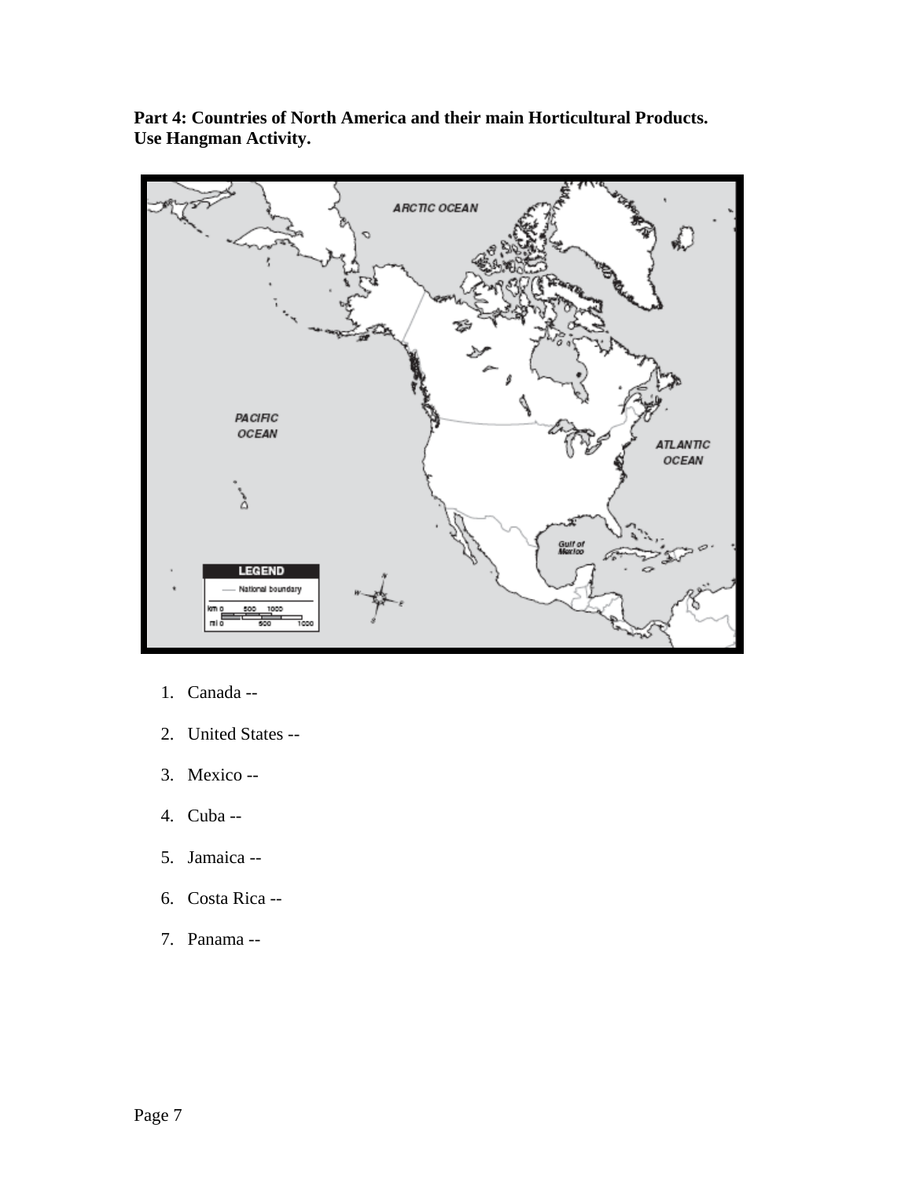**Part 4: Countries of North America and their main Horticultural Products.**
**Use Hangman Activity.**

ARCTIC OCEAN

PACIFIC OCEAN

ATLANTIC OCEAN

Gulf of Mexico

LEGEND

National boundary

km 0 500 1000

mi 0 500 1000

1. Canada --
2. United States --
3. Mexico --
4. Cuba --
5. Jamaica --
6. Costa Rica --
7. Panama --